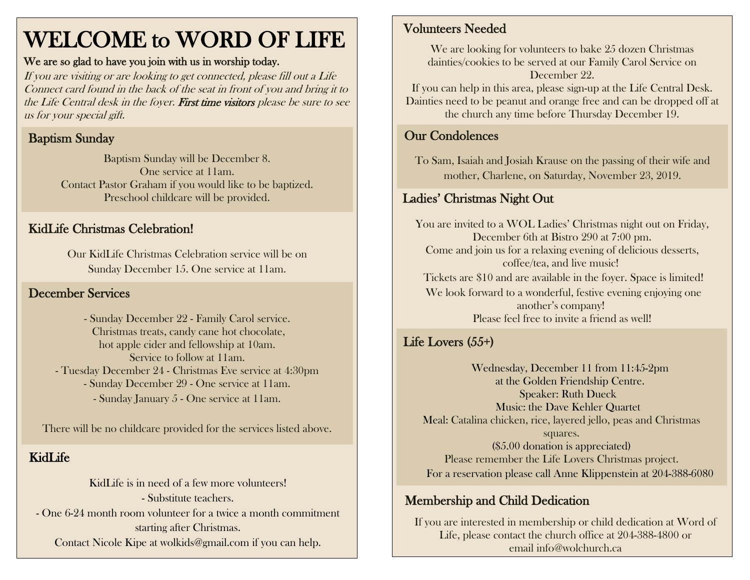# WELCOME to WORD OF LIFE

**We are so glad to have you join with us in worship today.**

*If you are visiting or are looking to get connected, please fill out a Life Connect card found in the back of the seat in front of you and bring it to the Life Central desk in the foyer.* ***First time visitors*** *please be sure to see us for your special gift.*

## Baptism Sunday

Baptism Sunday will be December 8.
One service at 11am.
Contact Pastor Graham if you would like to be baptized.
Preschool childcare will be provided.

## KidLife Christmas Celebration!

Our KidLife Christmas Celebration service will be on Sunday December 15. One service at 11am.

## December Services

- Sunday December 22 - Family Carol service. Christmas treats, candy cane hot chocolate, hot apple cider and fellowship at 10am. Service to follow at 11am.
- Tuesday December 24 - Christmas Eve service at 4:30pm
- Sunday December 29 - One service at 11am.
- Sunday January 5 - One service at 11am.

There will be no childcare provided for the services listed above.

## KidLife

KidLife is in need of a few more volunteers!

- Substitute teachers.
- One 6-24 month room volunteer for a twice a month commitment starting after Christmas.

Contact Nicole Kipe at wolkids@gmail.com if you can help.

## Volunteers Needed

We are looking for volunteers to bake 25 dozen Christmas dainties/cookies to be served at our Family Carol Service on December 22.
If you can help in this area, please sign-up at the Life Central Desk. Dainties need to be peanut and orange free and can be dropped off at the church any time before Thursday December 19.

## Our Condolences

To Sam, Isaiah and Josiah Krause on the passing of their wife and mother, Charlene, on Saturday, November 23, 2019.

## Ladies' Christmas Night Out

You are invited to a WOL Ladies' Christmas night out on Friday, December 6th at Bistro 290 at 7:00 pm.
Come and join us for a relaxing evening of delicious desserts, coffee/tea, and live music!
Tickets are $10 and are available in the foyer. Space is limited!
We look forward to a wonderful, festive evening enjoying one another's company!
Please feel free to invite a friend as well!

## Life Lovers (55+)

Wednesday, December 11 from 11:45-2pm
at the Golden Friendship Centre.
Speaker: Ruth Dueck
Music: the Dave Kehler Quartet
Meal: Catalina chicken, rice, layered jello, peas and Christmas squares.
($5.00 donation is appreciated)
Please remember the Life Lovers Christmas project.
For a reservation please call Anne Klippenstein at 204-388-6080

## Membership and Child Dedication

If you are interested in membership or child dedication at Word of Life, please contact the church office at 204-388-4800 or email info@wolchurch.ca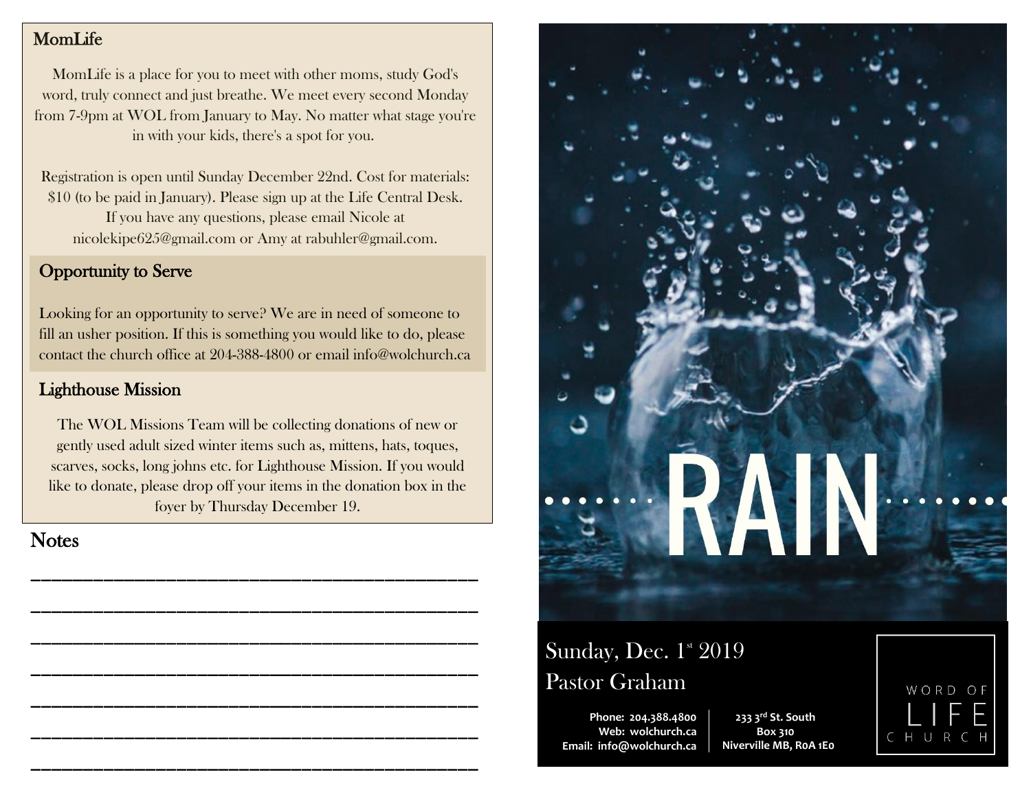## MomLife

MomLife is a place for you to meet with other moms, study God's word, truly connect and just breathe. We meet every second Monday from 7-9pm at WOL from January to May. No matter what stage you're in with your kids, there's a spot for you.

Registration is open until Sunday December 22nd. Cost for materials: $10 (to be paid in January). Please sign up at the Life Central Desk. If you have any questions, please email Nicole at nicolekipe625@gmail.com or Amy at rabuhler@gmail.com.

## Opportunity to Serve

Looking for an opportunity to serve? We are in need of someone to fill an usher position. If this is something you would like to do, please contact the church office at 204-388-4800 or email info@wolchurch.ca

## Lighthouse Mission

The WOL Missions Team will be collecting donations of new or gently used adult sized winter items such as, mittens, hats, toques, scarves, socks, long johns etc. for Lighthouse Mission. If you would like to donate, please drop off your items in the donation box in the foyer by Thursday December 19.

## Notes

______________________________________________

______________________________________________

______________________________________________

______________________________________________

______________________________________________

______________________________________________

______________________________________________

# RAIN

Sunday, Dec. 1st 2019

Pastor Graham

Phone: 204.388.4800
Web: wolchurch.ca
Email: info@wolchurch.ca

233 3rd St. South
Box 310
Niverville MB, R0A 1E0

WORD OF LIFE CHURCH